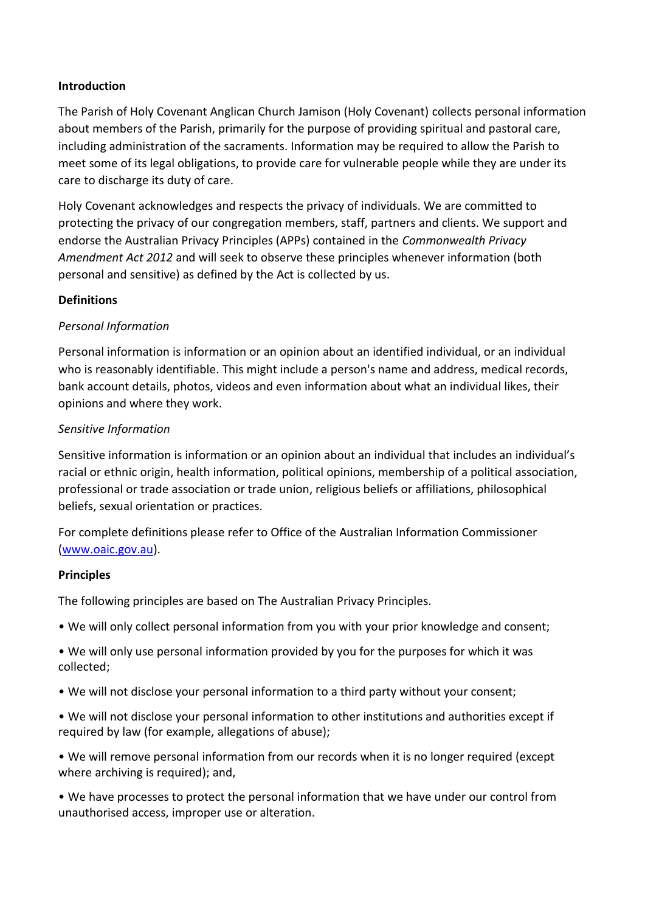**Introduction**

The Parish of Holy Covenant Anglican Church Jamison (Holy Covenant) collects personal information about members of the Parish, primarily for the purpose of providing spiritual and pastoral care, including administration of the sacraments. Information may be required to allow the Parish to meet some of its legal obligations, to provide care for vulnerable people while they are under its care to discharge its duty of care.

Holy Covenant acknowledges and respects the privacy of individuals. We are committed to protecting the privacy of our congregation members, staff, partners and clients. We support and endorse the Australian Privacy Principles (APPs) contained in the *Commonwealth Privacy Amendment Act 2012* and will seek to observe these principles whenever information (both personal and sensitive) as defined by the Act is collected by us.

**Definitions**

*Personal Information*

Personal information is information or an opinion about an identified individual, or an individual who is reasonably identifiable. This might include a person's name and address, medical records, bank account details, photos, videos and even information about what an individual likes, their opinions and where they work.

*Sensitive Information*

Sensitive information is information or an opinion about an individual that includes an individual's racial or ethnic origin, health information, political opinions, membership of a political association, professional or trade association or trade union, religious beliefs or affiliations, philosophical beliefs, sexual orientation or practices.

For complete definitions please refer to Office of the Australian Information Commissioner ([www.oaic.gov.au](http://www.oaic.gov.au)).

**Principles**

The following principles are based on The Australian Privacy Principles.

- We will only collect personal information from you with your prior knowledge and consent;
- We will only use personal information provided by you for the purposes for which it was collected;
- We will not disclose your personal information to a third party without your consent;
- We will not disclose your personal information to other institutions and authorities except if required by law (for example, allegations of abuse);
- We will remove personal information from our records when it is no longer required (except where archiving is required); and,
- We have processes to protect the personal information that we have under our control from unauthorised access, improper use or alteration.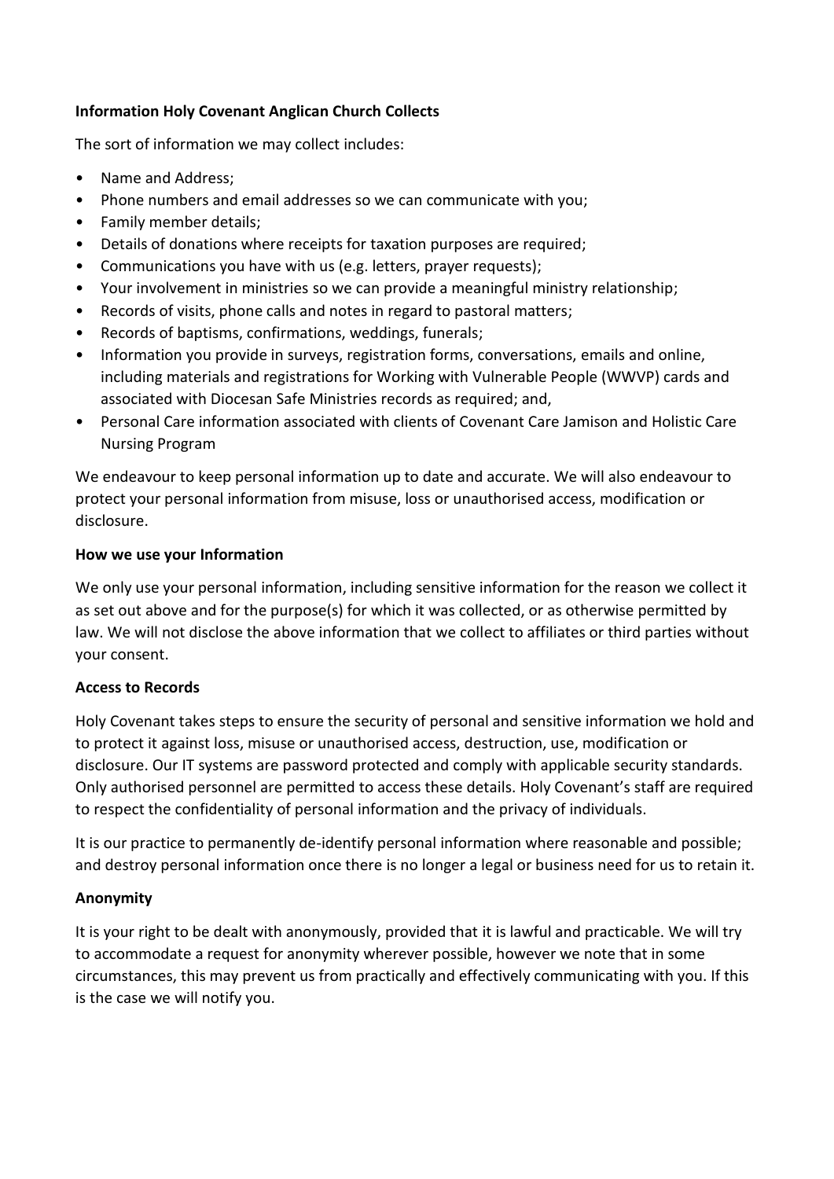**Information Holy Covenant Anglican Church Collects**

The sort of information we may collect includes:

- Name and Address;
- Phone numbers and email addresses so we can communicate with you;
- Family member details;
- Details of donations where receipts for taxation purposes are required;
- Communications you have with us (e.g. letters, prayer requests);
- Your involvement in ministries so we can provide a meaningful ministry relationship;
- Records of visits, phone calls and notes in regard to pastoral matters;
- Records of baptisms, confirmations, weddings, funerals;
- Information you provide in surveys, registration forms, conversations, emails and online, including materials and registrations for Working with Vulnerable People (WWVP) cards and associated with Diocesan Safe Ministries records as required; and,
- Personal Care information associated with clients of Covenant Care Jamison and Holistic Care Nursing Program

We endeavour to keep personal information up to date and accurate. We will also endeavour to protect your personal information from misuse, loss or unauthorised access, modification or disclosure.

**How we use your Information**

We only use your personal information, including sensitive information for the reason we collect it as set out above and for the purpose(s) for which it was collected, or as otherwise permitted by law. We will not disclose the above information that we collect to affiliates or third parties without your consent.

**Access to Records**

Holy Covenant takes steps to ensure the security of personal and sensitive information we hold and to protect it against loss, misuse or unauthorised access, destruction, use, modification or disclosure. Our IT systems are password protected and comply with applicable security standards. Only authorised personnel are permitted to access these details. Holy Covenant's staff are required to respect the confidentiality of personal information and the privacy of individuals.

It is our practice to permanently de-identify personal information where reasonable and possible; and destroy personal information once there is no longer a legal or business need for us to retain it.

**Anonymity**

It is your right to be dealt with anonymously, provided that it is lawful and practicable. We will try to accommodate a request for anonymity wherever possible, however we note that in some circumstances, this may prevent us from practically and effectively communicating with you. If this is the case we will notify you.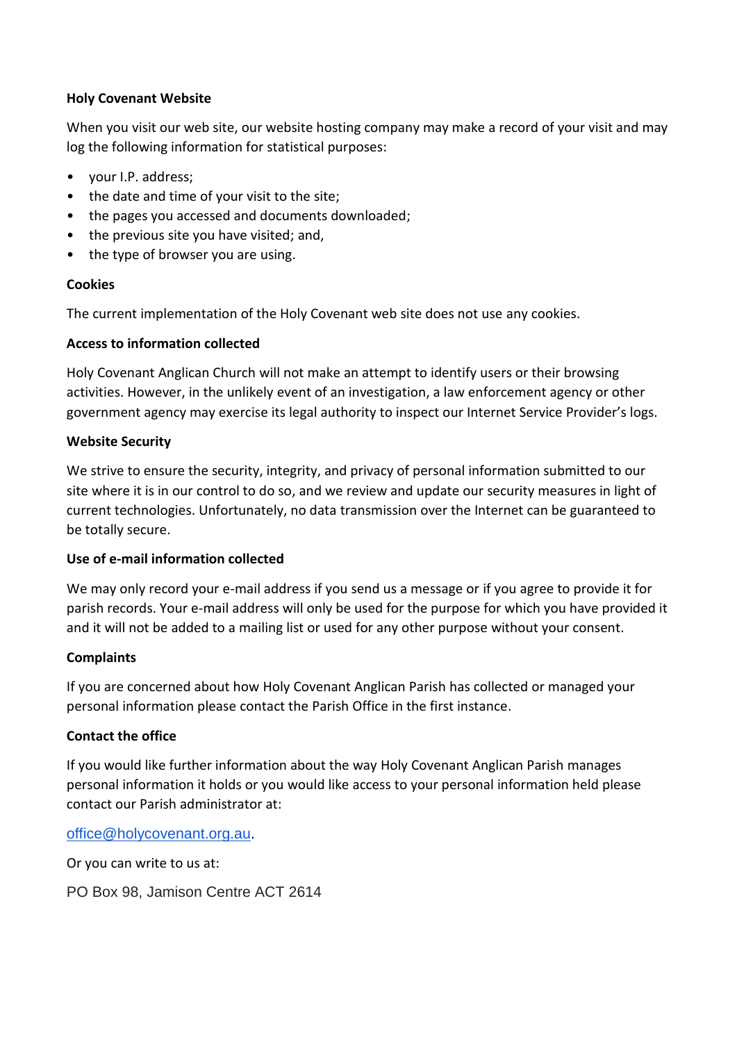**Holy Covenant Website**

When you visit our web site, our website hosting company may make a record of your visit and may log the following information for statistical purposes:

- your I.P. address;
- the date and time of your visit to the site;
- the pages you accessed and documents downloaded;
- the previous site you have visited; and,
- the type of browser you are using.

**Cookies**

The current implementation of the Holy Covenant web site does not use any cookies.

**Access to information collected**

Holy Covenant Anglican Church will not make an attempt to identify users or their browsing activities. However, in the unlikely event of an investigation, a law enforcement agency or other government agency may exercise its legal authority to inspect our Internet Service Provider's logs.

**Website Security**

We strive to ensure the security, integrity, and privacy of personal information submitted to our site where it is in our control to do so, and we review and update our security measures in light of current technologies. Unfortunately, no data transmission over the Internet can be guaranteed to be totally secure.

**Use of e-mail information collected**

We may only record your e-mail address if you send us a message or if you agree to provide it for parish records. Your e-mail address will only be used for the purpose for which you have provided it and it will not be added to a mailing list or used for any other purpose without your consent.

**Complaints**

If you are concerned about how Holy Covenant Anglican Parish has collected or managed your personal information please contact the Parish Office in the first instance.

**Contact the office**

If you would like further information about the way Holy Covenant Anglican Parish manages personal information it holds or you would like access to your personal information held please contact our Parish administrator at:

office@holycovenant.org.au.

Or you can write to us at:

PO Box 98, Jamison Centre ACT 2614